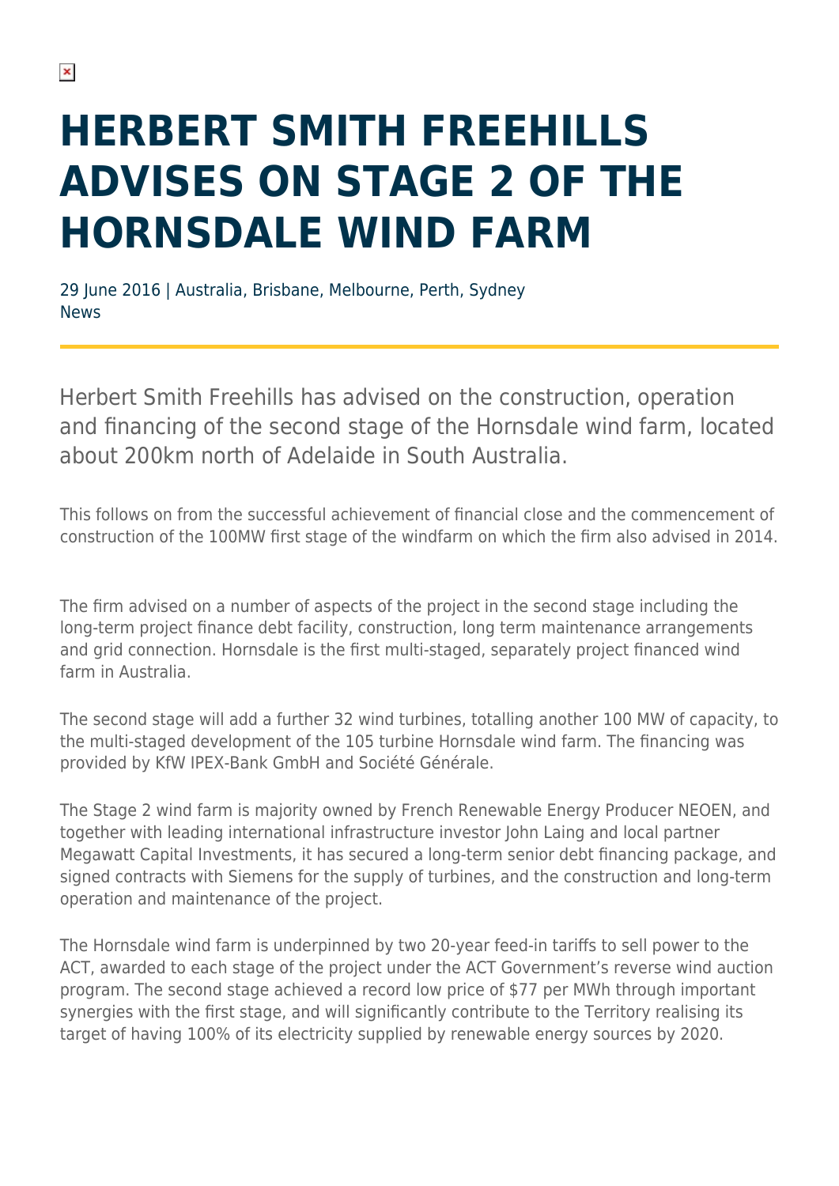# HERBERT SMITH FREEHILLS ADVISES ON STAGE 2 OF THE HORNSDALE WIND FARM

29 June 2016 | Australia, Brisbane, Melbourne, Perth, Sydney
News

Herbert Smith Freehills has advised on the construction, operation and financing of the second stage of the Hornsdale wind farm, located about 200km north of Adelaide in South Australia.

This follows on from the successful achievement of financial close and the commencement of construction of the 100MW first stage of the windfarm on which the firm also advised in 2014.

The firm advised on a number of aspects of the project in the second stage including the long-term project finance debt facility, construction, long term maintenance arrangements and grid connection. Hornsdale is the first multi-staged, separately project financed wind farm in Australia.

The second stage will add a further 32 wind turbines, totalling another 100 MW of capacity, to the multi-staged development of the 105 turbine Hornsdale wind farm. The financing was provided by KfW IPEX-Bank GmbH and Société Générale.

The Stage 2 wind farm is majority owned by French Renewable Energy Producer NEOEN, and together with leading international infrastructure investor John Laing and local partner Megawatt Capital Investments, it has secured a long-term senior debt financing package, and signed contracts with Siemens for the supply of turbines, and the construction and long-term operation and maintenance of the project.

The Hornsdale wind farm is underpinned by two 20-year feed-in tariffs to sell power to the ACT, awarded to each stage of the project under the ACT Government's reverse wind auction program. The second stage achieved a record low price of $77 per MWh through important synergies with the first stage, and will significantly contribute to the Territory realising its target of having 100% of its electricity supplied by renewable energy sources by 2020.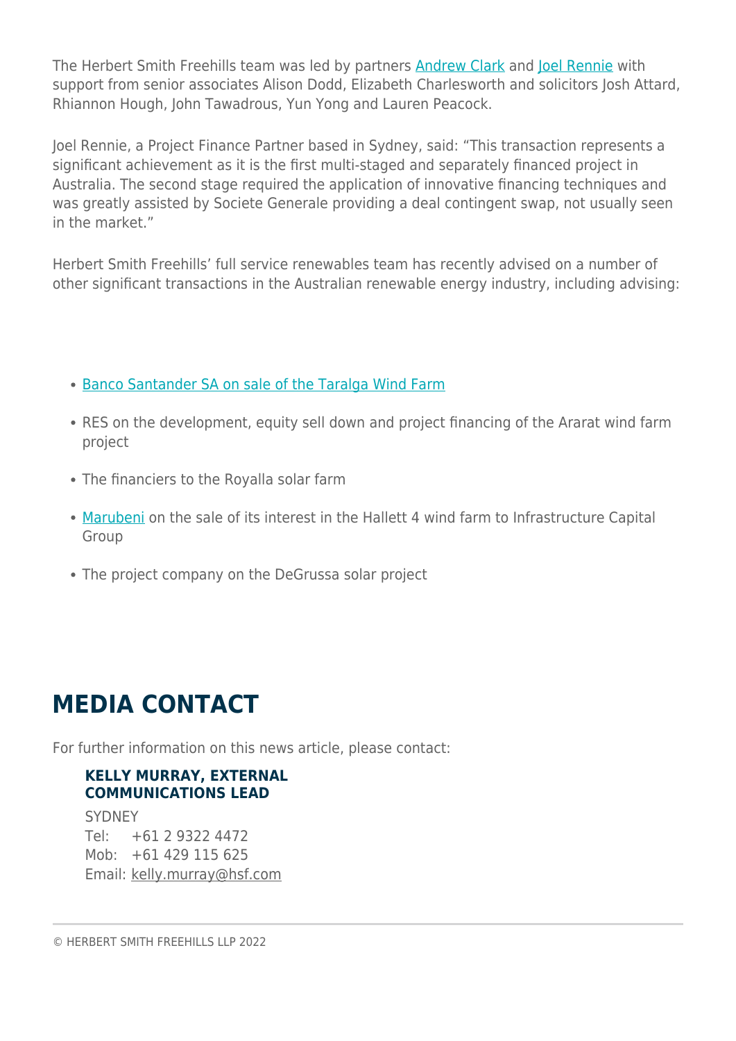The Herbert Smith Freehills team was led by partners Andrew Clark and Joel Rennie with support from senior associates Alison Dodd, Elizabeth Charlesworth and solicitors Josh Attard, Rhiannon Hough, John Tawadrous, Yun Yong and Lauren Peacock.

Joel Rennie, a Project Finance Partner based in Sydney, said: "This transaction represents a significant achievement as it is the first multi-staged and separately financed project in Australia. The second stage required the application of innovative financing techniques and was greatly assisted by Societe Generale providing a deal contingent swap, not usually seen in the market."

Herbert Smith Freehills' full service renewables team has recently advised on a number of other significant transactions in the Australian renewable energy industry, including advising:

- Banco Santander SA on sale of the Taralga Wind Farm
- RES on the development, equity sell down and project financing of the Ararat wind farm project
- The financiers to the Royalla solar farm
- Marubeni on the sale of its interest in the Hallett 4 wind farm to Infrastructure Capital Group
- The project company on the DeGrussa solar project

## MEDIA CONTACT

For further information on this news article, please contact:

**KELLY MURRAY, EXTERNAL COMMUNICATIONS LEAD**

SYDNEY
Tel: +61 2 9322 4472
Mob: +61 429 115 625
Email: kelly.murray@hsf.com

© HERBERT SMITH FREEHILLS LLP 2022